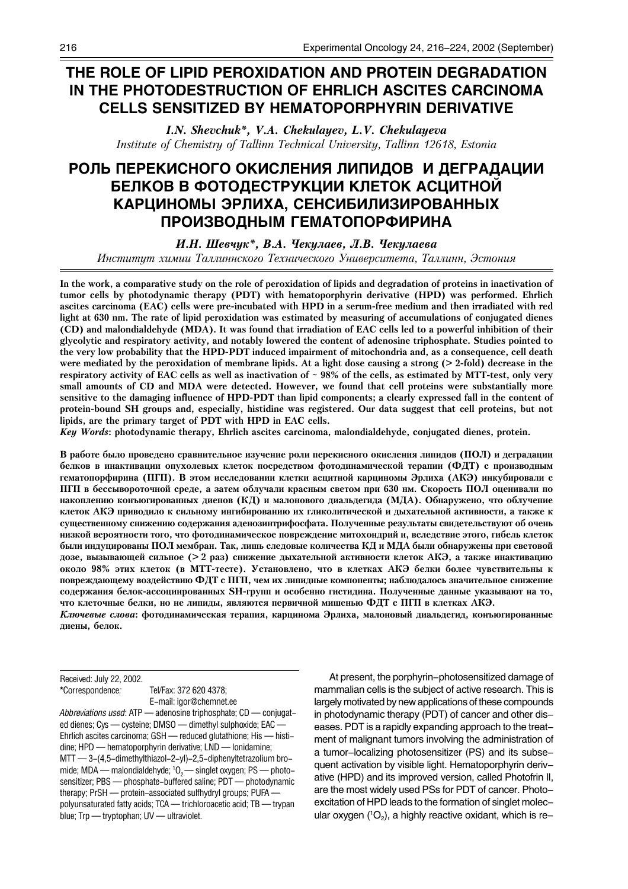# THE ROLE OF LIPID PEROXIDATION AND PROTEIN DEGRADATION IN THE PHOTODESTRUCTION OF EHRLICH ASCITES CARCINOMA CELLS SENSITIZED BY HEMATOPORPHYRIN DERIVATIVE

*I.N. Shevchuk\*, V.A. Chekulayev, L.V. Chekulayeva*

*Institute of Chemistry of Tallinn Technical University, Tallinn 12618, Estonia*

# РОЛЬ ПЕРЕКИСНОГО ОКИСЛЕНИЯ ЛИПИДОВ И ДЕГРАДАЦИИ БЕЛКОВ В ФОТОДЕСТРУКЦИИ КЛЕТОК АСЦИТНОЙ КАРЦИНОМЫ ЭРЛИХА, СЕНСИБИЛИЗИРОВАННЫХ ПРОИЗВОДНЫМ ГЕМАТОПОРФИРИНА

*И.Н. Шевчук\*, В.А. Чекулаев, Л.В. Чекулаева*

*Институт химии Таллиннского Технического Университета, Таллинн, Эстония*

**In the work, a comparative study on the role of peroxidation of lipids and degradation of proteins in inactivation of tumor cells by photodynamic therapy (PDT) with hematoporphyrin derivative (HPD) was performed. Ehrlich ascites carcinoma (EAC) cells were pre-incubated with HPD in a serum-free medium and then irradiated with red light at 630 nm. The rate of lipid peroxidation was estimated by measuring of accumulations of conjugated dienes (CD) and malondialdehyde (MDA). It was found that irradiation of EAC cells led to a powerful inhibition of their glycolytic and respiratory activity, and notably lowered the content of adenosine triphosphate. Studies pointed to the very low probability that the HPD-PDT induced impairment of mitochondria and, as a consequence, cell death were mediated by the peroxidation of membrane lipids. At a light dose causing a strong (> 2-fold) decrease in the respiratory activity of EAC cells as well as inactivation of ~ 98% of the cells, as estimated by MTT-test, only very small amounts of CD and MDA were detected. However, we found that cell proteins were substantially more sensitive to the damaging influence of HPD-PDT than lipid components; a clearly expressed fall in the content of protein-bound SH groups and, especially, histidine was registered. Our data suggest that cell proteins, but not lipids, are the primary target of PDT with HPD in EAC cells.**

***Key Words*: photodynamic therapy, Ehrlich ascites carcinoma, malondialdehyde, conjugated dienes, protein.**

**В работе было проведено сравнительное изучение роли перекисного окисления липидов (ПОЛ) и деградации белков в инактивации опухолевых клеток посредством фотодинамической терапии (ФДТ) с производным гематопорфирина (ПГП). В этом исследовании клетки асцитной карциномы Эрлиха (АКЭ) инкубировали с ПГП в бессывороточной среде, а затем облучали красным светом при 630 нм. Скорость ПОЛ оценивали по накоплению конъюгированных диенов (КД) и малонового диальдегида (МДА). Обнаружено, что облучение клеток АКЭ приводило к сильному ингибированию их гликолитической и дыхательной активности, а также к существенному снижению содержания аденозинтрифосфата. Полученные результаты свидетельствуют об очень низкой вероятности того, что фотодинамическое повреждение митохондрий и, вследствие этого, гибель клеток были индуцированы ПОЛ мембран. Так, лишь следовые количества КД и МДА были обнаружены при световой дозе, вызывающей сильное (> 2 раз) снижение дыхательной активности клеток АКЭ, а также инактивацию около 98% этих клеток (в МТТ-тесте). Установлено, что в клетках АКЭ белки более чувствительны к повреждающему воздействию ФДТ с ПГП, чем их липидные компоненты; наблюдалось значительное снижение содержания белок-ассоциированных SH-групп и особенно гистидина. Полученные данные указывают на то, что клеточные белки, но не липиды, являются первичной мишенью ФДТ с ПГП в клетках АКЭ.**

***Ключевые слова*: фотодинамическая терапия, карцинома Эрлиха, малоновый диальдегид, конъюгированные диены, белок.**

---

Received: July 22, 2002.

\*Correspondence: Tel/Fax: 372 620 4378; E-mail: igor@chemnet.ee

*Abbreviations used*: ATP — adenosine triphosphate; CD — conjugated dienes; Cys — cysteine; DMSO — dimethyl sulphoxide; EAC — Ehrlich ascites carcinoma; GSH — reduced glutathione; His — histidine; HPD — hematoporphyrin derivative; LND — lonidamine; MTT — 3-(4,5-dimethylthiazol-2-yl)-2,5-diphenyltetrazolium bromide; MDA — malondialdehyde; $^1O_2$ — singlet oxygen; PS — photosensitizer; PBS — phosphate-buffered saline; PDT — photodynamic therapy; PrSH — protein-associated sulfhydryl groups; PUFA — polyunsaturated fatty acids; TCA — trichloroacetic acid; TB — trypan blue; Trp — tryptophan; UV — ultraviolet.

At present, the porphyrin-photosensitized damage of mammalian cells is the subject of active research. This is largely motivated by new applications of these compounds in photodynamic therapy (PDT) of cancer and other diseases. PDT is a rapidly expanding approach to the treatment of malignant tumors involving the administration of a tumor-localizing photosensitizer (PS) and its subsequent activation by visible light. Hematoporphyrin derivative (HPD) and its improved version, called Photofrin II, are the most widely used PSs for PDT of cancer. Photoexcitation of HPD leads to the formation of singlet molecular oxygen ($^1O_2$), a highly reactive oxidant, which is re-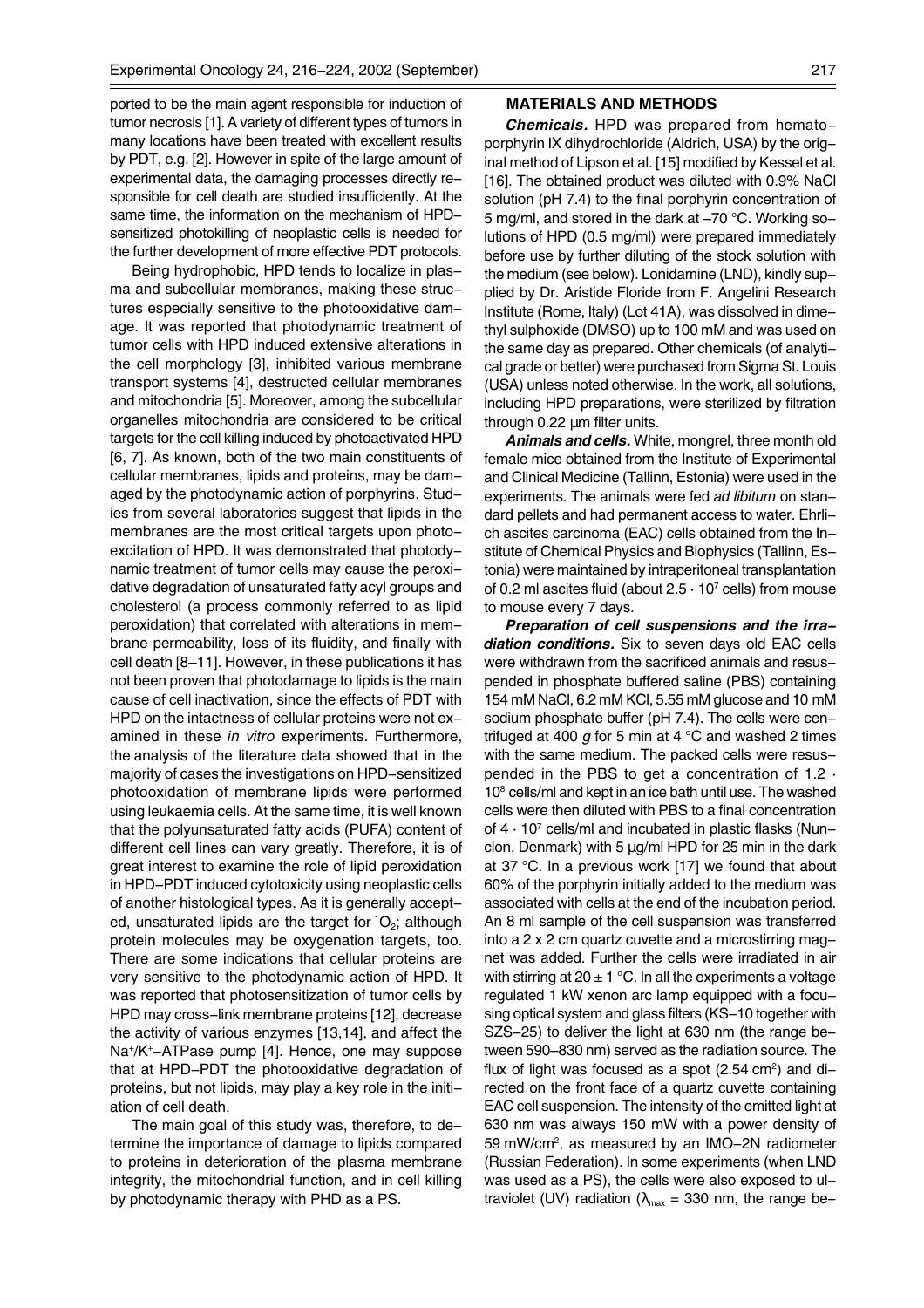ported to be the main agent responsible for induction of tumor necrosis [1]. A variety of different types of tumors in many locations have been treated with excellent results by PDT, e.g. [2]. However in spite of the large amount of experimental data, the damaging processes directly responsible for cell death are studied insufficiently. At the same time, the information on the mechanism of HPD-sensitized photokilling of neoplastic cells is needed for the further development of more effective PDT protocols.

Being hydrophobic, HPD tends to localize in plasma and subcellular membranes, making these structures especially sensitive to the photooxidative damage. It was reported that photodynamic treatment of tumor cells with HPD induced extensive alterations in the cell morphology [3], inhibited various membrane transport systems [4], destructed cellular membranes and mitochondria [5]. Moreover, among the subcellular organelles mitochondria are considered to be critical targets for the cell killing induced by photoactivated HPD [6, 7]. As known, both of the two main constituents of cellular membranes, lipids and proteins, may be damaged by the photodynamic action of porphyrins. Studies from several laboratories suggest that lipids in the membranes are the most critical targets upon photoexcitation of HPD. It was demonstrated that photodynamic treatment of tumor cells may cause the peroxidative degradation of unsaturated fatty acyl groups and cholesterol (a process commonly referred to as lipid peroxidation) that correlated with alterations in membrane permeability, loss of its fluidity, and finally with cell death [8–11]. However, in these publications it has not been proven that photodamage to lipids is the main cause of cell inactivation, since the effects of PDT with HPD on the intactness of cellular proteins were not examined in these *in vitro* experiments. Furthermore, the analysis of the literature data showed that in the majority of cases the investigations on HPD-sensitized photooxidation of membrane lipids were performed using leukaemia cells. At the same time, it is well known that the polyunsaturated fatty acids (PUFA) content of different cell lines can vary greatly. Therefore, it is of great interest to examine the role of lipid peroxidation in HPD-PDT induced cytotoxicity using neoplastic cells of another histological types. As it is generally accepted, unsaturated lipids are the target for $^1O_2$; although protein molecules may be oxygenation targets, too. There are some indications that cellular proteins are very sensitive to the photodynamic action of HPD. It was reported that photosensitization of tumor cells by HPD may cross-link membrane proteins [12], decrease the activity of various enzymes [13,14], and affect the $Na^+/K^+$-ATPase pump [4]. Hence, one may suppose that at HPD-PDT the photooxidative degradation of proteins, but not lipids, may play a key role in the initiation of cell death.

The main goal of this study was, therefore, to determine the importance of damage to lipids compared to proteins in deterioration of the plasma membrane integrity, the mitochondrial function, and in cell killing by photodynamic therapy with PHD as a PS.

## MATERIALS AND METHODS

***Chemicals.*** HPD was prepared from hematoporphyrin IX dihydrochloride (Aldrich, USA) by the original method of Lipson et al. [15] modified by Kessel et al. [16]. The obtained product was diluted with 0.9% NaCl solution (pH 7.4) to the final porphyrin concentration of 5 mg/ml, and stored in the dark at –70 °C. Working solutions of HPD (0.5 mg/ml) were prepared immediately before use by further diluting of the stock solution with the medium (see below). Lonidamine (LND), kindly supplied by Dr. Aristide Floride from F. Angelini Research Institute (Rome, Italy) (Lot 41A), was dissolved in dimethyl sulphoxide (DMSO) up to 100 mM and was used on the same day as prepared. Other chemicals (of analytical grade or better) were purchased from Sigma St. Louis (USA) unless noted otherwise. In the work, all solutions, including HPD preparations, were sterilized by filtration through 0.22 µm filter units.

***Animals and cells.*** White, mongrel, three month old female mice obtained from the Institute of Experimental and Clinical Medicine (Tallinn, Estonia) were used in the experiments. The animals were fed *ad libitum* on standard pellets and had permanent access to water. Ehrlich ascites carcinoma (EAC) cells obtained from the Institute of Chemical Physics and Biophysics (Tallinn, Estonia) were maintained by intraperitoneal transplantation of 0.2 ml ascites fluid (about $2.5 \cdot 10^7$ cells) from mouse to mouse every 7 days.

***Preparation of cell suspensions and the irradiation conditions.*** Six to seven days old EAC cells were withdrawn from the sacrificed animals and resuspended in phosphate buffered saline (PBS) containing 154 mM NaCl, 6.2 mM KCl, 5.55 mM glucose and 10 mM sodium phosphate buffer (pH 7.4). The cells were centrifuged at 400 *g* for 5 min at 4 °C and washed 2 times with the same medium. The packed cells were resuspended in the PBS to get a concentration of $1.2 \cdot 10^8$ cells/ml and kept in an ice bath until use. The washed cells were then diluted with PBS to a final concentration of $4 \cdot 10^7$ cells/ml and incubated in plastic flasks (Nunclon, Denmark) with 5 µg/ml HPD for 25 min in the dark at 37 °C. In a previous work [17] we found that about 60% of the porphyrin initially added to the medium was associated with cells at the end of the incubation period. An 8 ml sample of the cell suspension was transferred into a 2 x 2 cm quartz cuvette and a microstirring magnet was added. Further the cells were irradiated in air with stirring at 20 ± 1 °C. In all the experiments a voltage regulated 1 kW xenon arc lamp equipped with a focusing optical system and glass filters (KS-10 together with SZS-25) to deliver the light at 630 nm (the range between 590–830 nm) served as the radiation source. The flux of light was focused as a spot (2.54 cm$^2$) and directed on the front face of a quartz cuvette containing EAC cell suspension. The intensity of the emitted light at 630 nm was always 150 mW with a power density of 59 mW/cm$^2$, as measured by an IMO-2N radiometer (Russian Federation). In some experiments (when LND was used as a PS), the cells were also exposed to ultraviolet (UV) radiation ($\lambda_{max}$ = 330 nm, the range be-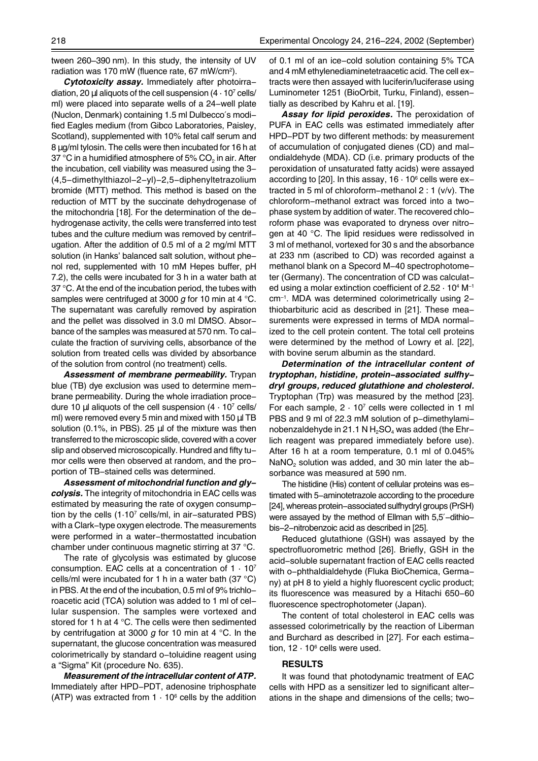tween 260–390 nm). In this study, the intensity of UV radiation was 170 mW (fluence rate, 67 mW/cm$^2$).

***Cytotoxicity assay.*** Immediately after photoirradiation, 20 µl aliquots of the cell suspension ($4 \cdot 10^7$ cells/ml) were placed into separate wells of a 24–well plate (Nuclon, Denmark) containing 1.5 ml Dulbecco's modified Eagles medium (from Gibco Laboratories, Paisley, Scotland), supplemented with 10% fetal calf serum and 8 µg/ml tylosin. The cells were then incubated for 16 h at 37 °C in a humidified atmosphere of 5% $CO_2$ in air. After the incubation, cell viability was measured using the 3–(4,5–dimethylthiazol–2–yl)–2,5–diphenyltetrazolium bromide (MTT) method. This method is based on the reduction of MTT by the succinate dehydrogenase of the mitochondria [18]. For the determination of the dehydrogenase activity, the cells were transferred into test tubes and the culture medium was removed by centrifugation. After the addition of 0.5 ml of a 2 mg/ml MTT solution (in Hanks' balanced salt solution, without phenol red, supplemented with 10 mM Hepes buffer, pH 7.2), the cells were incubated for 3 h in a water bath at 37 °C. At the end of the incubation period, the tubes with samples were centrifuged at 3000 *g* for 10 min at 4 °C. The supernatant was carefully removed by aspiration and the pellet was dissolved in 3.0 ml DMSO. Absorbance of the samples was measured at 570 nm. To calculate the fraction of surviving cells, absorbance of the solution from treated cells was divided by absorbance of the solution from control (no treatment) cells.

***Assessment of membrane permeability.*** Trypan blue (TB) dye exclusion was used to determine membrane permeability. During the whole irradiation procedure 10 µl aliquots of the cell suspension ($4 \cdot 10^7$ cells/ml) were removed every 5 min and mixed with 150 µl TB solution (0.1%, in PBS). 25 µl of the mixture was then transferred to the microscopic slide, covered with a cover slip and observed microscopically. Hundred and fifty tumor cells were then observed at random, and the proportion of TB–stained cells was determined.

***Assessment of mitochondrial function and glycolysis.*** The integrity of mitochondria in EAC cells was estimated by measuring the rate of oxygen consumption by the cells ($1 \cdot 10^7$ cells/ml, in air–saturated PBS) with a Clark–type oxygen electrode. The measurements were performed in a water–thermostatted incubation chamber under continuous magnetic stirring at 37 °C.

The rate of glycolysis was estimated by glucose consumption. EAC cells at a concentration of $1 \cdot 10^7$ cells/ml were incubated for 1 h in a water bath (37 °C) in PBS. At the end of the incubation, 0.5 ml of 9% trichloroacetic acid (TCA) solution was added to 1 ml of cellular suspension. The samples were vortexed and stored for 1 h at 4 °C. The cells were then sedimented by centrifugation at 3000 *g* for 10 min at 4 °C. In the supernatant, the glucose concentration was measured colorimetrically by standard o–toluidine reagent using a "Sigma" Kit (procedure No. 635).

***Measurement of the intracellular content of ATP.*** Immediately after HPD–PDT, adenosine triphosphate (ATP) was extracted from $1 \cdot 10^6$ cells by the addition of 0.1 ml of an ice–cold solution containing 5% TCA and 4 mM ethylenediaminetetraacetic acid. The cell extracts were then assayed with luciferin/luciferase using Luminometer 1251 (BioOrbit, Turku, Finland), essentially as described by Kahru et al. [19].

***Assay for lipid peroxides.*** The peroxidation of PUFA in EAC cells was estimated immediately after HPD–PDT by two different methods: by measurement of accumulation of conjugated dienes (CD) and malondialdehyde (MDA). CD (i.e. primary products of the peroxidation of unsaturated fatty acids) were assayed according to [20]. In this assay, $16 \cdot 10^6$ cells were extracted in 5 ml of chloroform–methanol 2 : 1 (v/v). The chloroform–methanol extract was forced into a two–phase system by addition of water. The recovered chloroform phase was evaporated to dryness over nitrogen at 40 °C. The lipid residues were redissolved in 3 ml of methanol, vortexed for 30 s and the absorbance at 233 nm (ascribed to CD) was recorded against a methanol blank on a Specord M–40 spectrophotometer (Germany). The concentration of CD was calculated using a molar extinction coefficient of $2.52 \cdot 10^4$ M$^{-1}$ cm$^{-1}$. MDA was determined colorimetrically using 2–thiobarbituric acid as described in [21]. These measurements were expressed in terms of MDA normalized to the cell protein content. The total cell proteins were determined by the method of Lowry et al. [22], with bovine serum albumin as the standard.

***Determination of the intracellular content of tryptophan, histidine, protein–associated sulfhydryl groups, reduced glutathione and cholesterol.*** Tryptophan (Trp) was measured by the method [23]. For each sample, $2 \cdot 10^7$ cells were collected in 1 ml PBS and 9 ml of 22.3 mM solution of p–dimethylaminobenzaldehyde in 21.1 N $H_2SO_4$ was added (the Ehrlich reagent was prepared immediately before use). After 16 h at a room temperature, 0.1 ml of 0.045% $NaNO_2$ solution was added, and 30 min later the absorbance was measured at 590 nm.

The histidine (His) content of cellular proteins was estimated with 5–aminotetrazole according to the procedure [24], whereas protein–associated sulfhydryl groups (PrSH) were assayed by the method of Ellman with 5,5′–dithio–bis–2–nitrobenzoic acid as described in [25].

Reduced glutathione (GSH) was assayed by the spectrofluorometric method [26]. Briefly, GSH in the acid–soluble supernatant fraction of EAC cells reacted with o–phthaldialdehyde (Fluka BioChemica, Germany) at pH 8 to yield a highly fluorescent cyclic product; its fluorescence was measured by a Hitachi 650–60 fluorescence spectrophotometer (Japan).

The content of total cholesterol in EAC cells was assessed colorimetrically by the reaction of Liberman and Burchard as described in [27]. For each estimation, $12 \cdot 10^6$ cells were used.

## RESULTS

It was found that photodynamic treatment of EAC cells with HPD as a sensitizer led to significant alterations in the shape and dimensions of the cells; two–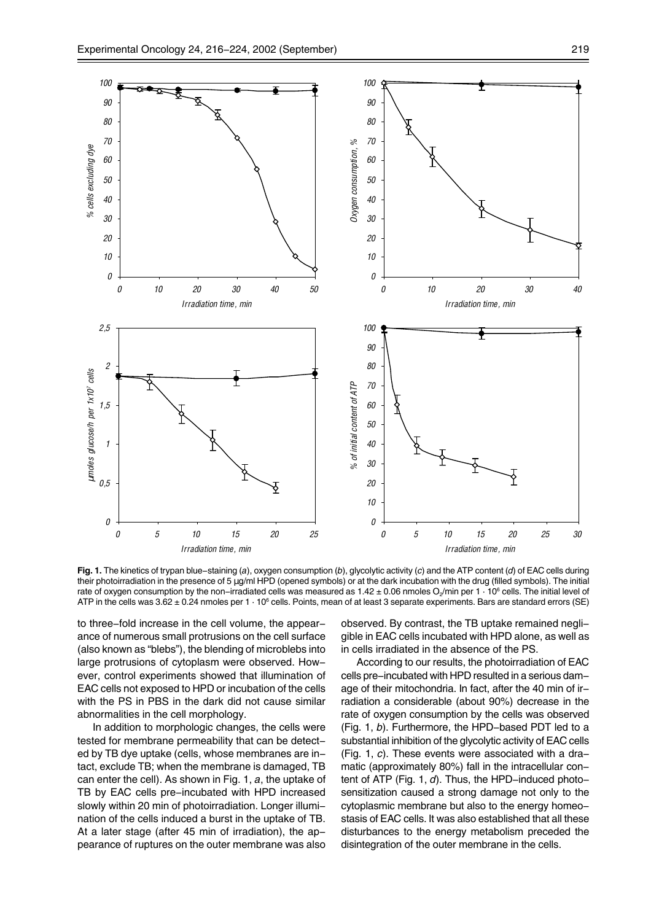**Fig. 1.** The kinetics of trypan blue–staining (*a*), oxygen consumption (*b*), glycolytic activity (*c*) and the ATP content (*d*) of EAC cells during their photoirradiation in the presence of 5 μg/ml HPD (opened symbols) or at the dark incubation with the drug (filled symbols). The initial rate of oxygen consumption by the non–irradiated cells was measured as 1.42 ± 0.06 nmoles $O_2$/min per $1 \cdot 10^6$ cells. The initial level of ATP in the cells was 3.62 ± 0.24 nmoles per $1 \cdot 10^6$ cells. Points, mean of at least 3 separate experiments. Bars are standard errors (SE)

to three–fold increase in the cell volume, the appearance of numerous small protrusions on the cell surface (also known as "blebs"), the blending of microblebs into large protrusions of cytoplasm were observed. However, control experiments showed that illumination of EAC cells not exposed to HPD or incubation of the cells with the PS in PBS in the dark did not cause similar abnormalities in the cell morphology.

In addition to morphologic changes, the cells were tested for membrane permeability that can be detected by TB dye uptake (cells, whose membranes are intact, exclude TB; when the membrane is damaged, TB can enter the cell). As shown in Fig. 1, *a*, the uptake of TB by EAC cells pre–incubated with HPD increased slowly within 20 min of photoirradiation. Longer illumination of the cells induced a burst in the uptake of TB. At a later stage (after 45 min of irradiation), the appearance of ruptures on the outer membrane was also observed. By contrast, the TB uptake remained negligible in EAC cells incubated with HPD alone, as well as in cells irradiated in the absence of the PS.

According to our results, the photoirradiation of EAC cells pre–incubated with HPD resulted in a serious damage of their mitochondria. In fact, after the 40 min of irradiation a considerable (about 90%) decrease in the rate of oxygen consumption by the cells was observed (Fig. 1, *b*). Furthermore, the HPD–based PDT led to a substantial inhibition of the glycolytic activity of EAC cells (Fig. 1, *c*). These events were associated with a dramatic (approximately 80%) fall in the intracellular content of ATP (Fig. 1, *d*). Thus, the HPD–induced photosensitization caused a strong damage not only to the cytoplasmic membrane but also to the energy homeostasis of EAC cells. It was also established that all these disturbances to the energy metabolism preceded the disintegration of the outer membrane in the cells.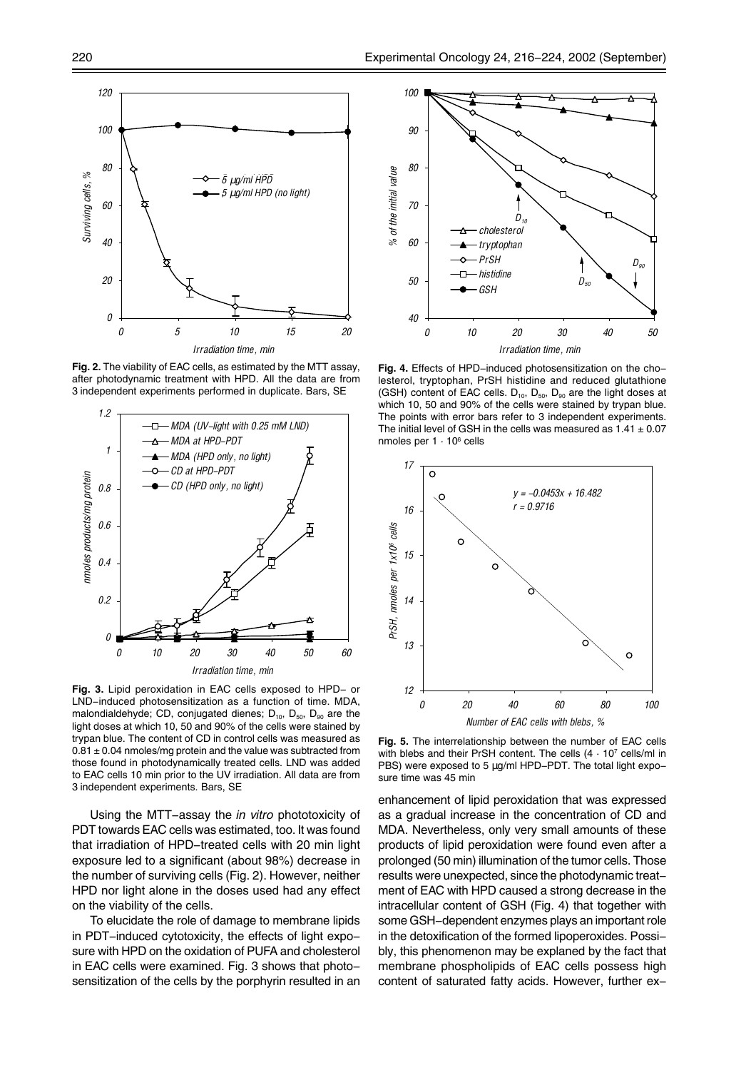**Fig. 2.** The viability of EAC cells, as estimated by the MTT assay, after photodynamic treatment with HPD. All the data are from 3 independent experiments performed in duplicate. Bars, SE

**Fig. 3.** Lipid peroxidation in EAC cells exposed to HPD– or LND–induced photosensitization as a function of time. MDA, malondialdehyde; CD, conjugated dienes; $D_{10}$, $D_{50}$, $D_{90}$ are the light doses at which 10, 50 and 90% of the cells were stained by trypan blue. The content of CD in control cells was measured as $0.81 \pm 0.04$ nmoles/mg protein and the value was subtracted from those found in photodynamically treated cells. LND was added to EAC cells 10 min prior to the UV irradiation. All data are from 3 independent experiments. Bars, SE

Using the MTT–assay the *in vitro* phototoxicity of PDT towards EAC cells was estimated, too. It was found that irradiation of HPD–treated cells with 20 min light exposure led to a significant (about 98%) decrease in the number of surviving cells (Fig. 2). However, neither HPD nor light alone in the doses used had any effect on the viability of the cells.

To elucidate the role of damage to membrane lipids in PDT–induced cytotoxicity, the effects of light exposure with HPD on the oxidation of PUFA and cholesterol in EAC cells were examined. Fig. 3 shows that photosensitization of the cells by the porphyrin resulted in an enhancement of lipid peroxidation that was expressed as a gradual increase in the concentration of CD and MDA. Nevertheless, only very small amounts of these products of lipid peroxidation were found even after a prolonged (50 min) illumination of the tumor cells. Those results were unexpected, since the photodynamic treatment of EAC with HPD caused a strong decrease in the intracellular content of GSH (Fig. 4) that together with some GSH–dependent enzymes plays an important role in the detoxification of the formed lipoperoxides. Possibly, this phenomenon may be explaned by the fact that membrane phospholipids of EAC cells possess high content of saturated fatty acids. However, further ex–

**Fig. 4.** Effects of HPD–induced photosensitization on the cholesterol, tryptophan, PrSH histidine and reduced glutathione (GSH) content of EAC cells. $D_{10}$, $D_{50}$, $D_{90}$ are the light doses at which 10, 50 and 90% of the cells were stained by trypan blue. The points with error bars refer to 3 independent experiments. The initial level of GSH in the cells was measured as $1.41 \pm 0.07$ nmoles per $1 \cdot 10^6$ cells

**Fig. 5.** The interrelationship between the number of EAC cells with blebs and their PrSH content. The cells ($4 \cdot 10^7$ cells/ml in PBS) were exposed to 5 µg/ml HPD–PDT. The total light exposure time was 45 min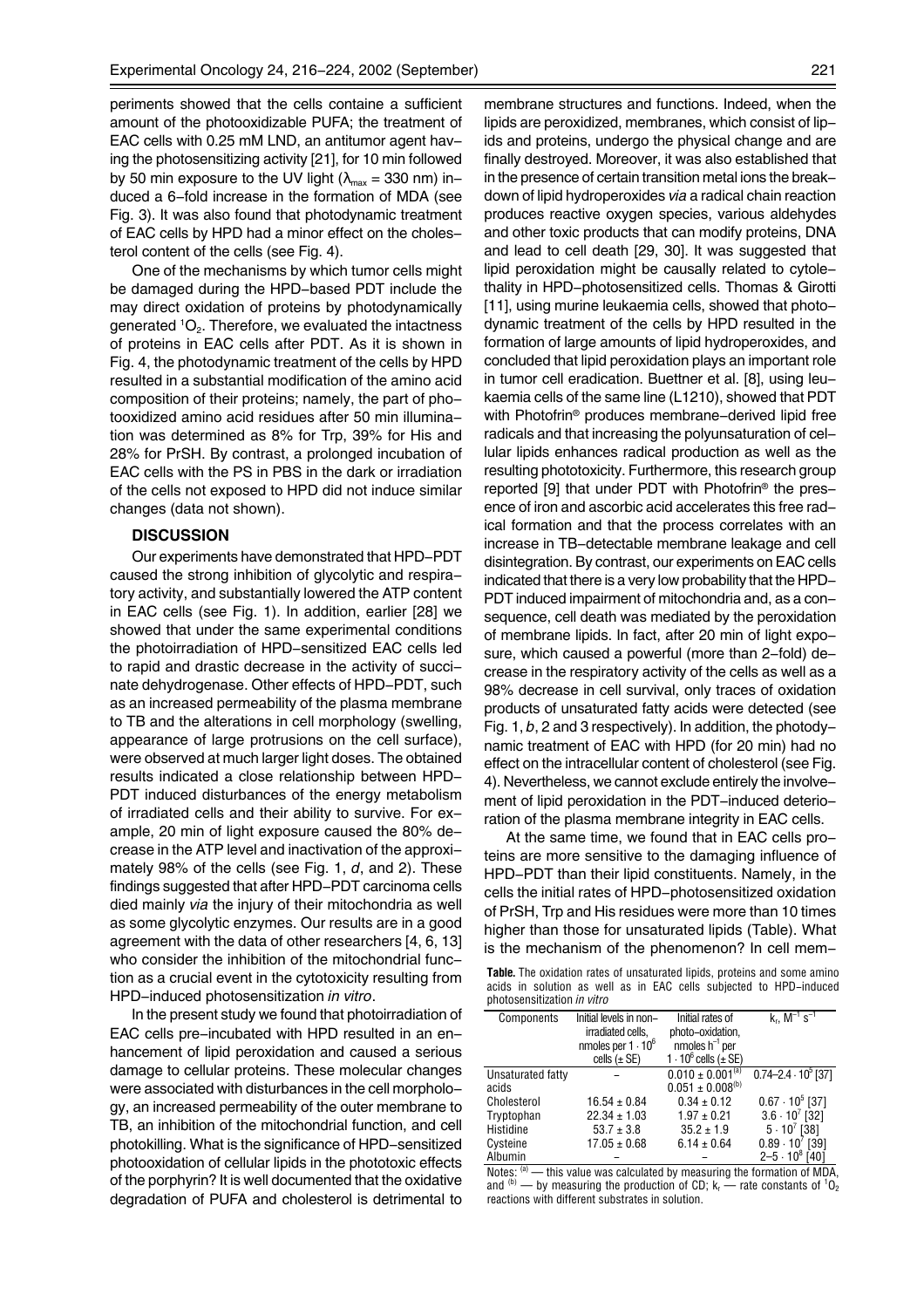periments showed that the cells containe a sufficient amount of the photooxidizable PUFA; the treatment of EAC cells with 0.25 mM LND, an antitumor agent having the photosensitizing activity [21], for 10 min followed by 50 min exposure to the UV light ($\lambda_{max}$ = 330 nm) induced a 6-fold increase in the formation of MDA (see Fig. 3). It was also found that photodynamic treatment of EAC cells by HPD had a minor effect on the cholesterol content of the cells (see Fig. 4).

One of the mechanisms by which tumor cells might be damaged during the HPD-based PDT include the may direct oxidation of proteins by photodynamically generated $^1O_2$. Therefore, we evaluated the intactness of proteins in EAC cells after PDT. As it is shown in Fig. 4, the photodynamic treatment of the cells by HPD resulted in a substantial modification of the amino acid composition of their proteins; namely, the part of photooxidized amino acid residues after 50 min illumination was determined as 8% for Trp, 39% for His and 28% for PrSH. By contrast, a prolonged incubation of EAC cells with the PS in PBS in the dark or irradiation of the cells not exposed to HPD did not induce similar changes (data not shown).

## DISCUSSION

Our experiments have demonstrated that HPD-PDT caused the strong inhibition of glycolytic and respiratory activity, and substantially lowered the ATP content in EAC cells (see Fig. 1). In addition, earlier [28] we showed that under the same experimental conditions the photoirradiation of HPD-sensitized EAC cells led to rapid and drastic decrease in the activity of succinate dehydrogenase. Other effects of HPD-PDT, such as an increased permeability of the plasma membrane to TB and the alterations in cell morphology (swelling, appearance of large protrusions on the cell surface), were observed at much larger light doses. The obtained results indicated a close relationship between HPD-PDT induced disturbances of the energy metabolism of irradiated cells and their ability to survive. For example, 20 min of light exposure caused the 80% decrease in the ATP level and inactivation of the approximately 98% of the cells (see Fig. 1, *d*, and 2). These findings suggested that after HPD-PDT carcinoma cells died mainly *via* the injury of their mitochondria as well as some glycolytic enzymes. Our results are in a good agreement with the data of other researchers [4, 6, 13] who consider the inhibition of the mitochondrial function as a crucial event in the cytotoxicity resulting from HPD-induced photosensitization *in vitro*.

In the present study we found that photoirradiation of EAC cells pre-incubated with HPD resulted in an enhancement of lipid peroxidation and caused a serious damage to cellular proteins. These molecular changes were associated with disturbances in the cell morphology, an increased permeability of the outer membrane to TB, an inhibition of the mitochondrial function, and cell photokilling. What is the significance of HPD-sensitized photooxidation of cellular lipids in the phototoxic effects of the porphyrin? It is well documented that the oxidative degradation of PUFA and cholesterol is detrimental to membrane structures and functions. Indeed, when the lipids are peroxidized, membranes, which consist of lipids and proteins, undergo the physical change and are finally destroyed. Moreover, it was also established that in the presence of certain transition metal ions the breakdown of lipid hydroperoxides *via* a radical chain reaction produces reactive oxygen species, various aldehydes and other toxic products that can modify proteins, DNA and lead to cell death [29, 30]. It was suggested that lipid peroxidation might be causally related to cytolethality in HPD-photosensitized cells. Thomas & Girotti [11], using murine leukaemia cells, showed that photodynamic treatment of the cells by HPD resulted in the formation of large amounts of lipid hydroperoxides, and concluded that lipid peroxidation plays an important role in tumor cell eradication. Buettner et al. [8], using leukaemia cells of the same line (L1210), showed that PDT with Photofrin® produces membrane-derived lipid free radicals and that increasing the polyunsaturation of cellular lipids enhances radical production as well as the resulting phototoxicity. Furthermore, this research group reported [9] that under PDT with Photofrin® the presence of iron and ascorbic acid accelerates this free radical formation and that the process correlates with an increase in TB-detectable membrane leakage and cell disintegration. By contrast, our experiments on EAC cells indicated that there is a very low probability that the HPD-PDT induced impairment of mitochondria and, as a consequence, cell death was mediated by the peroxidation of membrane lipids. In fact, after 20 min of light exposure, which caused a powerful (more than 2-fold) decrease in the respiratory activity of the cells as well as a 98% decrease in cell survival, only traces of oxidation products of unsaturated fatty acids were detected (see Fig. 1, *b*, 2 and 3 respectively). In addition, the photodynamic treatment of EAC with HPD (for 20 min) had no effect on the intracellular content of cholesterol (see Fig. 4). Nevertheless, we cannot exclude entirely the involvement of lipid peroxidation in the PDT-induced deterioration of the plasma membrane integrity in EAC cells.

At the same time, we found that in EAC cells proteins are more sensitive to the damaging influence of HPD-PDT than their lipid constituents. Namely, in the cells the initial rates of HPD-photosensitized oxidation of PrSH, Trp and His residues were more than 10 times higher than those for unsaturated lipids (Table). What is the mechanism of the phenomenon? In cell mem-

**Table.** The oxidation rates of unsaturated lipids, proteins and some amino acids in solution as well as in EAC cells subjected to HPD-induced photosensitization *in vitro*

| Components | Initial levels in non-irradiated cells, nmoles per $1 \cdot 10^6$ cells (± SE) | Initial rates of photo-oxidation, nmoles $h^{-1}$ per $1 \cdot 10^6$ cells (± SE) | $k_r$, $M^{-1}\,s^{-1}$ |
|---|---|---|---|
| Unsaturated fatty acids | – | $0.010 \pm 0.001^{(a)}$ $0.051 \pm 0.008^{(b)}$ | $0.74\text{–}2.4 \cdot 10^5$ [37] |
| Cholesterol | 16.54 ± 0.84 | 0.34 ± 0.12 | $0.67 \cdot 10^5$ [37] |
| Tryptophan | 22.34 ± 1.03 | 1.97 ± 0.21 | $3.6 \cdot 10^7$ [32] |
| Histidine | 53.7 ± 3.8 | 35.2 ± 1.9 | $5 \cdot 10^7$ [38] |
| Cysteine | 17.05 ± 0.68 | 6.14 ± 0.64 | $0.89 \cdot 10^7$ [39] |
| Albumin | – | – | $2\text{–}5 \cdot 10^8$ [40] |

Notes: (a) — this value was calculated by measuring the formation of MDA, and (b) — by measuring the production of CD; $k_r$ — rate constants of $^1O_2$ reactions with different substrates in solution.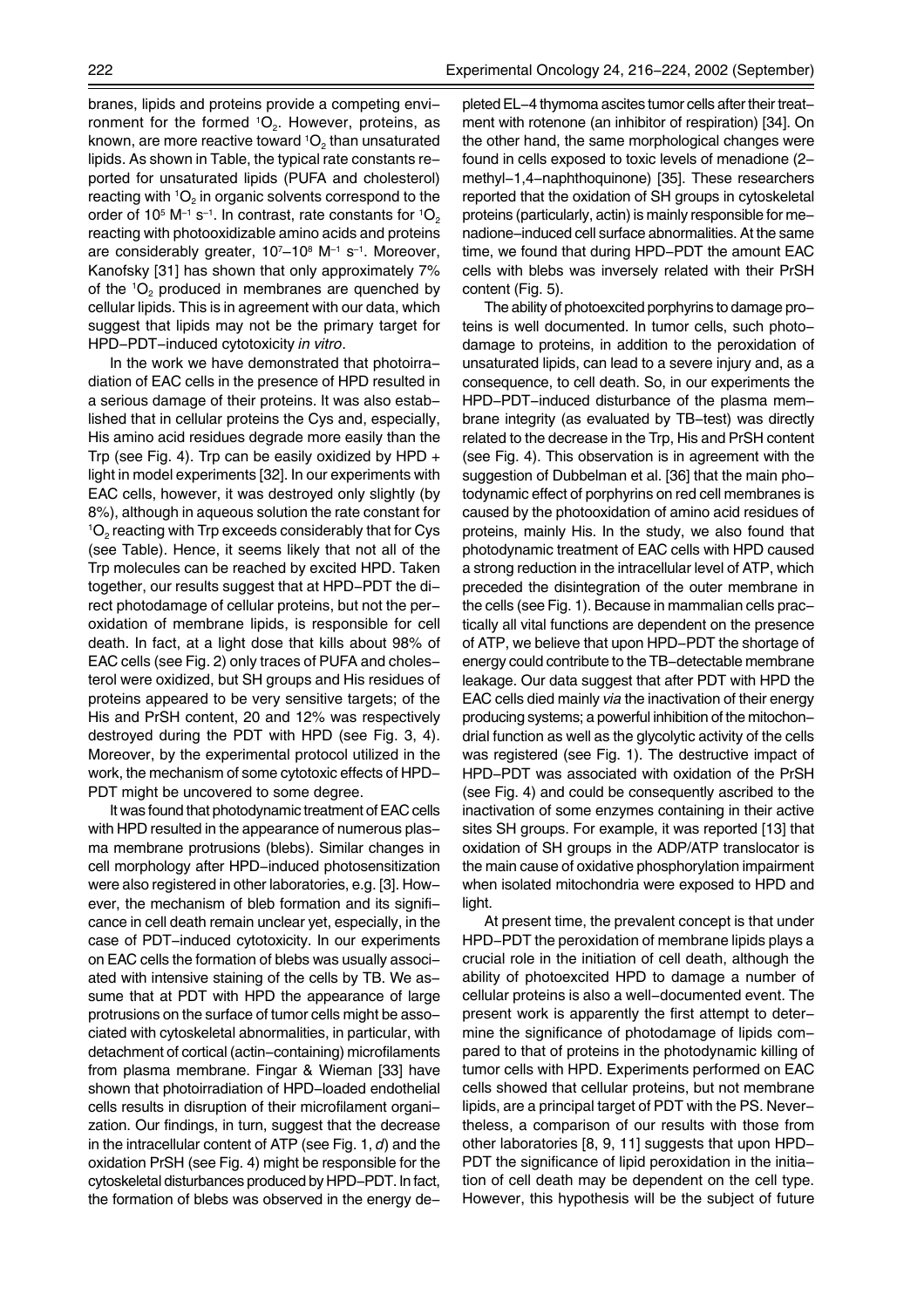branes, lipids and proteins provide a competing environment for the formed $^1O_2$. However, proteins, as known, are more reactive toward $^1O_2$ than unsaturated lipids. As shown in Table, the typical rate constants reported for unsaturated lipids (PUFA and cholesterol) reacting with $^1O_2$ in organic solvents correspond to the order of $10^5$ $M^{-1}$ $s^{-1}$. In contrast, rate constants for $^1O_2$ reacting with photooxidizable amino acids and proteins are considerably greater, $10^7$–$10^8$ $M^{-1}$ $s^{-1}$. Moreover, Kanofsky [31] has shown that only approximately 7% of the $^1O_2$ produced in membranes are quenched by cellular lipids. This is in agreement with our data, which suggest that lipids may not be the primary target for HPD–PDT–induced cytotoxicity *in vitro*.

In the work we have demonstrated that photoirradiation of EAC cells in the presence of HPD resulted in a serious damage of their proteins. It was also established that in cellular proteins the Cys and, especially, His amino acid residues degrade more easily than the Trp (see Fig. 4). Trp can be easily oxidized by HPD + light in model experiments [32]. In our experiments with EAC cells, however, it was destroyed only slightly (by 8%), although in aqueous solution the rate constant for $^1O_2$ reacting with Trp exceeds considerably that for Cys (see Table). Hence, it seems likely that not all of the Trp molecules can be reached by excited HPD. Taken together, our results suggest that at HPD–PDT the direct photodamage of cellular proteins, but not the peroxidation of membrane lipids, is responsible for cell death. In fact, at a light dose that kills about 98% of EAC cells (see Fig. 2) only traces of PUFA and cholesterol were oxidized, but SH groups and His residues of proteins appeared to be very sensitive targets; of the His and PrSH content, 20 and 12% was respectively destroyed during the PDT with HPD (see Fig. 3, 4). Moreover, by the experimental protocol utilized in the work, the mechanism of some cytotoxic effects of HPD–PDT might be uncovered to some degree.

It was found that photodynamic treatment of EAC cells with HPD resulted in the appearance of numerous plasma membrane protrusions (blebs). Similar changes in cell morphology after HPD–induced photosensitization were also registered in other laboratories, e.g. [3]. However, the mechanism of bleb formation and its significance in cell death remain unclear yet, especially, in the case of PDT–induced cytotoxicity. In our experiments on EAC cells the formation of blebs was usually associated with intensive staining of the cells by TB. We assume that at PDT with HPD the appearance of large protrusions on the surface of tumor cells might be associated with cytoskeletal abnormalities, in particular, with detachment of cortical (actin–containing) microfilaments from plasma membrane. Fingar & Wieman [33] have shown that photoirradiation of HPD–loaded endothelial cells results in disruption of their microfilament organization. Our findings, in turn, suggest that the decrease in the intracellular content of ATP (see Fig. 1, *d*) and the oxidation PrSH (see Fig. 4) might be responsible for the cytoskeletal disturbances produced by HPD–PDT. In fact, the formation of blebs was observed in the energy depleted EL–4 thymoma ascites tumor cells after their treatment with rotenone (an inhibitor of respiration) [34]. On the other hand, the same morphological changes were found in cells exposed to toxic levels of menadione (2–methyl–1,4–naphthoquinone) [35]. These researchers reported that the oxidation of SH groups in cytoskeletal proteins (particularly, actin) is mainly responsible for menadione–induced cell surface abnormalities. At the same time, we found that during HPD–PDT the amount EAC cells with blebs was inversely related with their PrSH content (Fig. 5).

The ability of photoexcited porphyrins to damage proteins is well documented. In tumor cells, such photodamage to proteins, in addition to the peroxidation of unsaturated lipids, can lead to a severe injury and, as a consequence, to cell death. So, in our experiments the HPD–PDT–induced disturbance of the plasma membrane integrity (as evaluated by TB–test) was directly related to the decrease in the Trp, His and PrSH content (see Fig. 4). This observation is in agreement with the suggestion of Dubbelman et al. [36] that the main photodynamic effect of porphyrins on red cell membranes is caused by the photooxidation of amino acid residues of proteins, mainly His. In the study, we also found that photodynamic treatment of EAC cells with HPD caused a strong reduction in the intracellular level of ATP, which preceded the disintegration of the outer membrane in the cells (see Fig. 1). Because in mammalian cells practically all vital functions are dependent on the presence of ATP, we believe that upon HPD–PDT the shortage of energy could contribute to the TB–detectable membrane leakage. Our data suggest that after PDT with HPD the EAC cells died mainly *via* the inactivation of their energy producing systems; a powerful inhibition of the mitochondrial function as well as the glycolytic activity of the cells was registered (see Fig. 1). The destructive impact of HPD–PDT was associated with oxidation of the PrSH (see Fig. 4) and could be consequently ascribed to the inactivation of some enzymes containing in their active sites SH groups. For example, it was reported [13] that oxidation of SH groups in the ADP/ATP translocator is the main cause of oxidative phosphorylation impairment when isolated mitochondria were exposed to HPD and light.

At present time, the prevalent concept is that under HPD–PDT the peroxidation of membrane lipids plays a crucial role in the initiation of cell death, although the ability of photoexcited HPD to damage a number of cellular proteins is also a well–documented event. The present work is apparently the first attempt to determine the significance of photodamage of lipids compared to that of proteins in the photodynamic killing of tumor cells with HPD. Experiments performed on EAC cells showed that cellular proteins, but not membrane lipids, are a principal target of PDT with the PS. Nevertheless, a comparison of our results with those from other laboratories [8, 9, 11] suggests that upon HPD–PDT the significance of lipid peroxidation in the initiation of cell death may be dependent on the cell type. However, this hypothesis will be the subject of future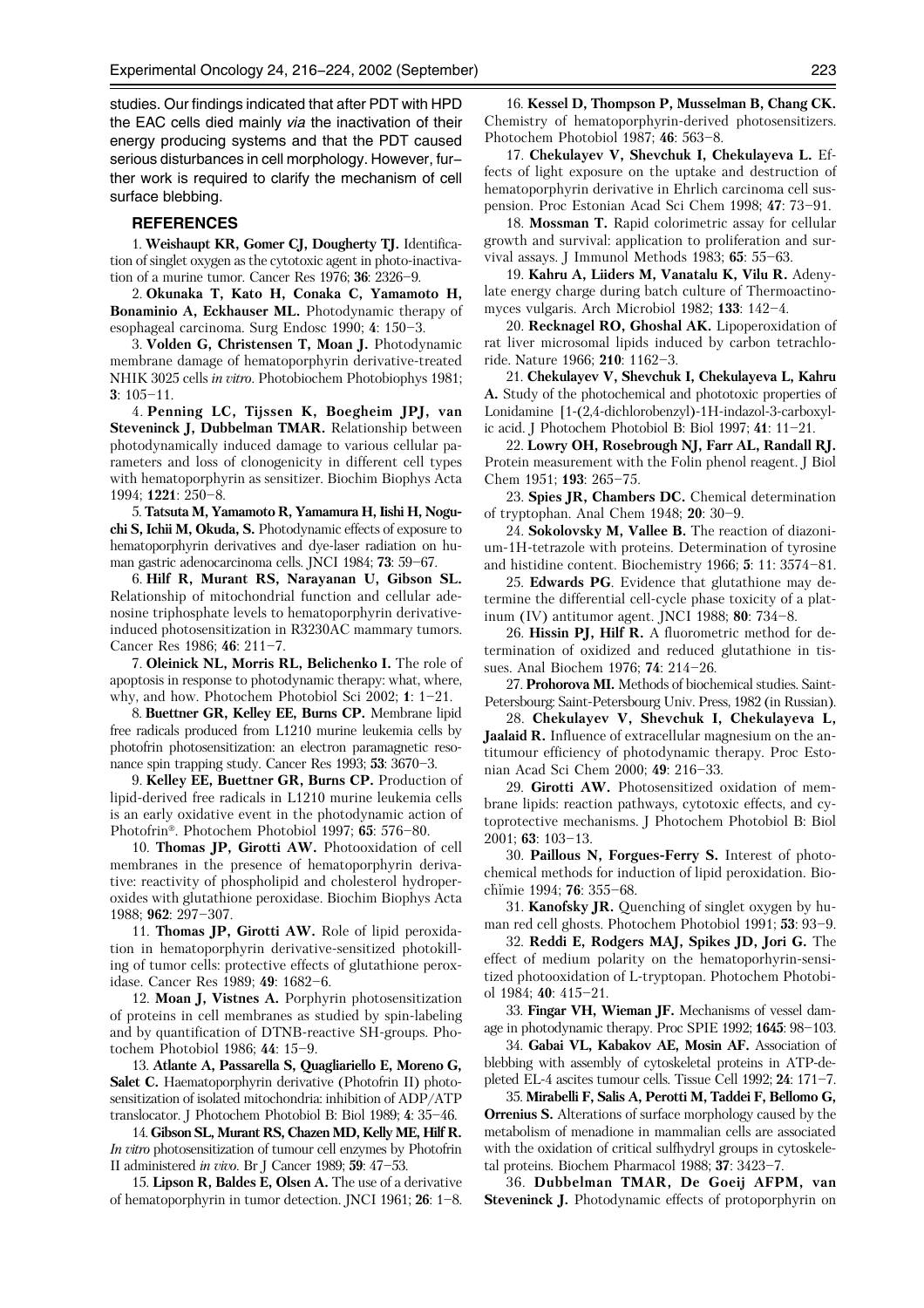studies. Our findings indicated that after PDT with HPD the EAC cells died mainly *via* the inactivation of their energy producing systems and that the PDT caused serious disturbances in cell morphology. However, further work is required to clarify the mechanism of cell surface blebbing.

## REFERENCES

1. **Weishaupt KR, Gomer CJ, Dougherty TJ.** Identification of singlet oxygen as the cytotoxic agent in photo-inactivation of a murine tumor. Cancer Res 1976; **36**: 2326–9.

2. **Okunaka T, Kato H, Conaka C, Yamamoto H, Bonaminio A, Eckhauser ML.** Photodynamic therapy of esophageal carcinoma. Surg Endosc 1990; **4**: 150–3.

3. **Volden G, Christensen T, Moan J.** Photodynamic membrane damage of hematoporphyrin derivative-treated NHIK 3025 cells *in vitro*. Photobiochem Photobiophys 1981; **3**: 105–11.

4. **Penning LC, Tijssen K, Boegheim JPJ, van Steveninck J, Dubbelman TMAR.** Relationship between photodynamically induced damage to various cellular parameters and loss of clonogenicity in different cell types with hematoporphyrin as sensitizer. Biochim Biophys Acta 1994; **1221**: 250–8.

5. **Tatsuta M, Yamamoto R, Yamamura H, Iishi H, Noguchi S, Ichii M, Okuda, S.** Photodynamic effects of exposure to hematoporphyrin derivatives and dye-laser radiation on human gastric adenocarcinoma cells. JNCI 1984; **73**: 59–67.

6. **Hilf R, Murant RS, Narayanan U, Gibson SL.** Relationship of mitochondrial function and cellular adenosine triphosphate levels to hematoporphyrin derivative-induced photosensitization in R3230AC mammary tumors. Cancer Res 1986; **46**: 211–7.

7. **Oleinick NL, Morris RL, Belichenko I.** The role of apoptosis in response to photodynamic therapy: what, where, why, and how. Photochem Photobiol Sci 2002; **1**: 1–21.

8. **Buettner GR, Kelley EE, Burns CP.** Membrane lipid free radicals produced from L1210 murine leukemia cells by photofrin photosensitization: an electron paramagnetic resonance spin trapping study. Cancer Res 1993; **53**: 3670–3.

9. **Kelley EE, Buettner GR, Burns CP.** Production of lipid-derived free radicals in L1210 murine leukemia cells is an early oxidative event in the photodynamic action of Photofrin®. Photochem Photobiol 1997; **65**: 576–80.

10. **Thomas JP, Girotti AW.** Photooxidation of cell membranes in the presence of hematoporphyrin derivative: reactivity of phospholipid and cholesterol hydroperoxides with glutathione peroxidase. Biochim Biophys Acta 1988; **962**: 297–307.

11. **Thomas JP, Girotti AW.** Role of lipid peroxidation in hematoporphyrin derivative-sensitized photokilling of tumor cells: protective effects of glutathione peroxidase. Cancer Res 1989; **49**: 1682–6.

12. **Moan J, Vistnes A.** Porphyrin photosensitization of proteins in cell membranes as studied by spin-labeling and by quantification of DTNB-reactive SH-groups. Photochem Photobiol 1986; **44**: 15–9.

13. **Atlante A, Passarella S, Quagliariello E, Moreno G, Salet C.** Haematoporphyrin derivative (Photofrin II) photosensitization of isolated mitochondria: inhibition of ADP/ATP translocator. J Photochem Photobiol B: Biol 1989; **4**: 35–46.

14. **Gibson SL, Murant RS, Chazen MD, Kelly ME, Hilf R.** *In vitro* photosensitization of tumour cell enzymes by Photofrin II administered *in vivo*. Br J Cancer 1989; **59**: 47–53.

15. **Lipson R, Baldes E, Olsen A.** The use of a derivative of hematoporphyrin in tumor detection. JNCI 1961; **26**: 1–8.

16. **Kessel D, Thompson P, Musselman B, Chang CK.** Chemistry of hematoporphyrin-derived photosensitizers. Photochem Photobiol 1987; **46**: 563–8.

17. **Chekulayev V, Shevchuk I, Chekulayeva L.** Effects of light exposure on the uptake and destruction of hematoporphyrin derivative in Ehrlich carcinoma cell suspension. Proc Estonian Acad Sci Chem 1998; **47**: 73–91.

18. **Mossman T.** Rapid colorimetric assay for cellular growth and survival: application to proliferation and survival assays. J Immunol Methods 1983; **65**: 55–63.

19. **Kahru A, Liiders M, Vanatalu K, Vilu R.** Adenylate energy charge during batch culture of Thermoactinomyces vulgaris. Arch Microbiol 1982; **133**: 142–4.

20. **Recknagel RO, Ghoshal AK.** Lipoperoxidation of rat liver microsomal lipids induced by carbon tetrachloride. Nature 1966; **210**: 1162–3.

21. **Chekulayev V, Shevchuk I, Chekulayeva L, Kahru A.** Study of the photochemical and phototoxic properties of Lonidamine [1-(2,4-dichlorobenzyl)-1H-indazol-3-carboxylic acid. J Photochem Photobiol B: Biol 1997; **41**: 11–21.

22. **Lowry OH, Rosebrough NJ, Farr AL, Randall RJ.** Protein measurement with the Folin phenol reagent. J Biol Chem 1951; **193**: 265–75.

23. **Spies JR, Chambers DC.** Chemical determination of tryptophan. Anal Chem 1948; **20**: 30–9.

24. **Sokolovsky M, Vallee B.** The reaction of diazonium-1H-tetrazole with proteins. Determination of tyrosine and histidine content. Biochemistry 1966; **5**: 11: 3574–81.

25. **Edwards PG**. Evidence that glutathione may determine the differential cell-cycle phase toxicity of a platinum (IV) antitumor agent. JNCI 1988; **80**: 734–8.

26. **Hissin PJ, Hilf R.** A fluorometric method for determination of oxidized and reduced glutathione in tissues. Anal Biochem 1976; **74**: 214–26.

27. **Prohorova MI.** Methods of biochemical studies. Saint-Petersbourg: Saint-Petersbourg Univ. Press, 1982 (in Russian).

28. **Chekulayev V, Shevchuk I, Chekulayeva L, Jaalaid R.** Influence of extracellular magnesium on the antitumour efficiency of photodynamic therapy. Proc Estonian Acad Sci Chem 2000; **49**: 216–33.

29. **Girotti AW.** Photosensitized oxidation of membrane lipids: reaction pathways, cytotoxic effects, and cytoprotective mechanisms. J Photochem Photobiol B: Biol 2001; **63**: 103–13.

30. **Paillous N, Forgues-Ferry S.** Interest of photochemical methods for induction of lipid peroxidation. Biochimie 1994; **76**: 355–68.

31. **Kanofsky JR.** Quenching of singlet oxygen by human red cell ghosts. Photochem Photobiol 1991; **53**: 93–9.

32. **Reddi E, Rodgers MAJ, Spikes JD, Jori G.** The effect of medium polarity on the hematoporhyrin-sensitized photooxidation of L-tryptopan. Photochem Photobiol 1984; **40**: 415–21.

33. **Fingar VH, Wieman JF.** Mechanisms of vessel damage in photodynamic therapy. Proc SPIE 1992; **1645**: 98–103.

34. **Gabai VL, Kabakov AE, Mosin AF.** Association of blebbing with assembly of cytoskeletal proteins in ATP-depleted EL-4 ascites tumour cells. Tissue Cell 1992; **24**: 171–7.

35. **Mirabelli F, Salis A, Perotti M, Taddei F, Bellomo G, Orrenius S.** Alterations of surface morphology caused by the metabolism of menadione in mammalian cells are associated with the oxidation of critical sulfhydryl groups in cytoskeletal proteins. Biochem Pharmacol 1988; **37**: 3423–7.

36. **Dubbelman TMAR, De Goeij AFPM, van Steveninck J.** Photodynamic effects of protoporphyrin on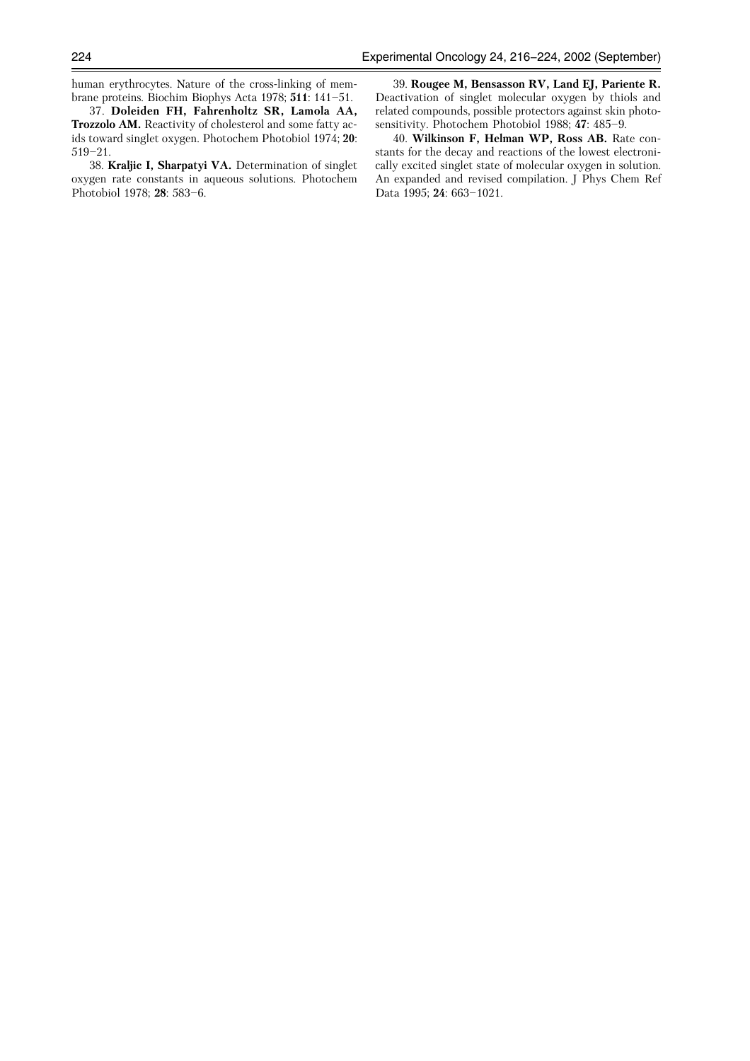human erythrocytes. Nature of the cross-linking of membrane proteins. Biochim Biophys Acta 1978; **511**: 141–51.

37. **Doleiden FH, Fahrenholtz SR, Lamola AA, Trozzolo AM.** Reactivity of cholesterol and some fatty acids toward singlet oxygen. Photochem Photobiol 1974; **20**: 519–21.

38. **Kraljic I, Sharpatyi VA.** Determination of singlet oxygen rate constants in aqueous solutions. Photochem Photobiol 1978; **28**: 583–6.

39. **Rougee M, Bensasson RV, Land EJ, Pariente R.** Deactivation of singlet molecular oxygen by thiols and related compounds, possible protectors against skin photosensitivity. Photochem Photobiol 1988; **47**: 485–9.

40. **Wilkinson F, Helman WP, Ross AB.** Rate constants for the decay and reactions of the lowest electronically excited singlet state of molecular oxygen in solution. An expanded and revised compilation. J Phys Chem Ref Data 1995; **24**: 663–1021.